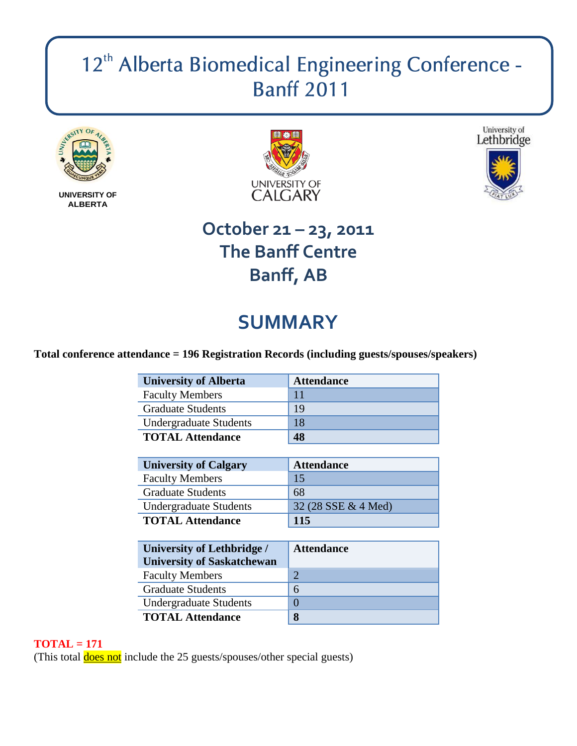# 12th Alberta Biomedical Engineering Conference - Banff 2011

UNIVERSITY OF ALBERTA

UNIVERSITY OF CALGARY

University of Lethbridge

## October 21 – 23, 2011
## The Banff Centre
## Banff, AB

# SUMMARY

**Total conference attendance = 196 Registration Records (including guests/spouses/speakers)**

| University of Alberta | Attendance |
|---|---|
| Faculty Members | 11 |
| Graduate Students | 19 |
| Undergraduate Students | 18 |
| **TOTAL Attendance** | **48** |

| University of Calgary | Attendance |
|---|---|
| Faculty Members | 15 |
| Graduate Students | 68 |
| Undergraduate Students | 32 (28 SSE & 4 Med) |
| **TOTAL Attendance** | **115** |

| University of Lethbridge / University of Saskatchewan | Attendance |
|---|---|
| Faculty Members | 2 |
| Graduate Students | 6 |
| Undergraduate Students | 0 |
| **TOTAL Attendance** | **8** |

**TOTAL = 171**
(This total does not include the 25 guests/spouses/other special guests)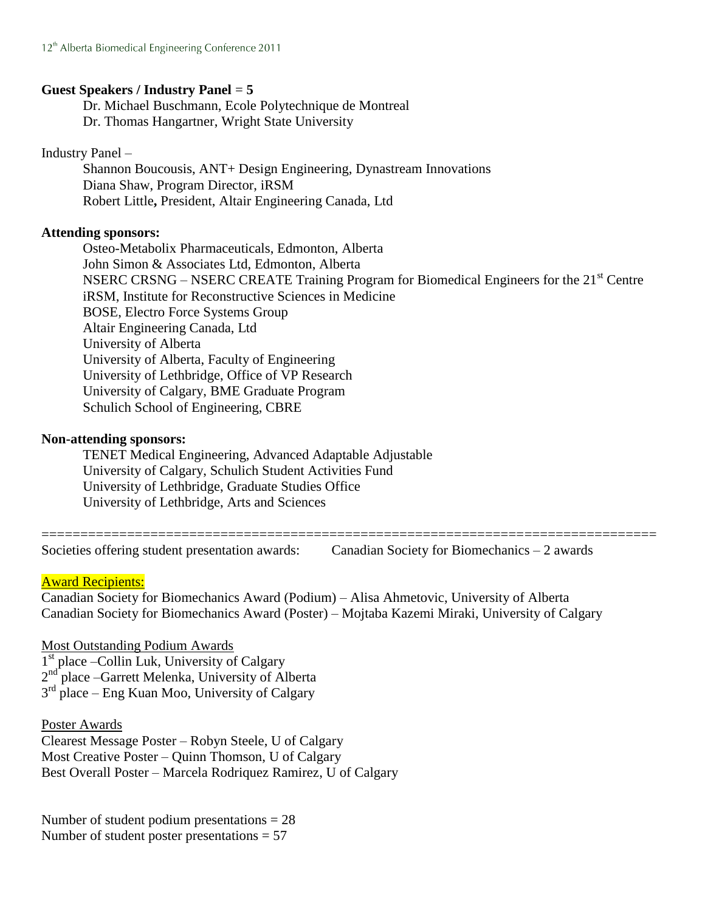**Guest Speakers / Industry Panel** = **5**

Dr. Michael Buschmann, Ecole Polytechnique de Montreal
Dr. Thomas Hangartner, Wright State University

Industry Panel –

Shannon Boucousis, ANT+ Design Engineering, Dynastream Innovations
Diana Shaw, Program Director, iRSM
Robert Little**,** President, Altair Engineering Canada, Ltd

**Attending sponsors:**

Osteo-Metabolix Pharmaceuticals, Edmonton, Alberta
John Simon & Associates Ltd, Edmonton, Alberta
NSERC CRSNG – NSERC CREATE Training Program for Biomedical Engineers for the 21st Centre
iRSM, Institute for Reconstructive Sciences in Medicine
BOSE, Electro Force Systems Group
Altair Engineering Canada, Ltd
University of Alberta
University of Alberta, Faculty of Engineering
University of Lethbridge, Office of VP Research
University of Calgary, BME Graduate Program
Schulich School of Engineering, CBRE

**Non-attending sponsors:**

TENET Medical Engineering, Advanced Adaptable Adjustable
University of Calgary, Schulich Student Activities Fund
University of Lethbridge, Graduate Studies Office
University of Lethbridge, Arts and Sciences

================================================================================

Societies offering student presentation awards: Canadian Society for Biomechanics – 2 awards

Award Recipients:

Canadian Society for Biomechanics Award (Podium) – Alisa Ahmetovic, University of Alberta
Canadian Society for Biomechanics Award (Poster) – Mojtaba Kazemi Miraki, University of Calgary

Most Outstanding Podium Awards

1st place –Collin Luk, University of Calgary
2nd place –Garrett Melenka, University of Alberta
3rd place – Eng Kuan Moo, University of Calgary

Poster Awards

Clearest Message Poster – Robyn Steele, U of Calgary
Most Creative Poster – Quinn Thomson, U of Calgary
Best Overall Poster – Marcela Rodriquez Ramirez, U of Calgary

Number of student podium presentations = 28
Number of student poster presentations = 57